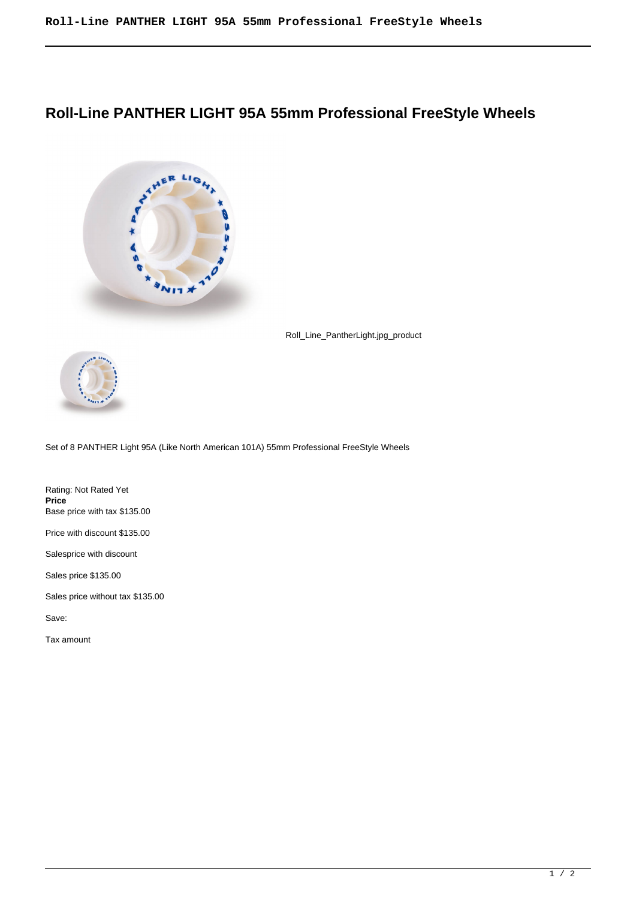# Roll-Line PANTHER LIGHT 95A 55mm Professional FreeStyle Wheels

Roll_Line_PantherLight.jpg_product

Set of 8 PANTHER Light 95A (Like North American 101A) 55mm Professional FreeStyle Wheels

Rating: Not Rated Yet
**Price**
Base price with tax $135.00

Price with discount $135.00

Salesprice with discount

Sales price $135.00

Sales price without tax $135.00

Save:

Tax amount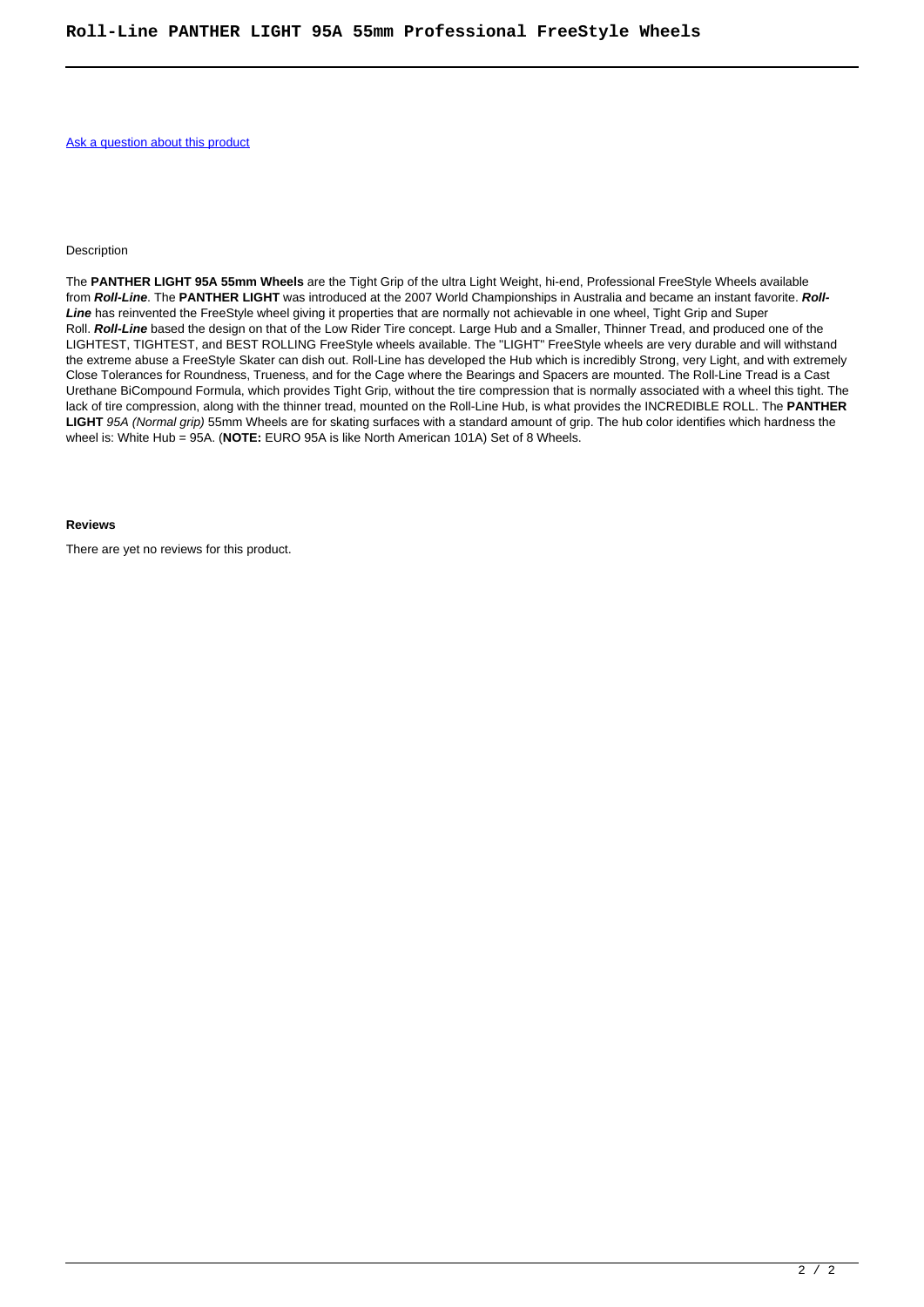# Roll-Line PANTHER LIGHT 95A 55mm Professional FreeStyle Wheels

[Ask a question about this product]

Description

The **PANTHER LIGHT 95A 55mm Wheels** are the Tight Grip of the ultra Light Weight, hi-end, Professional FreeStyle Wheels available from ***Roll-Line***. The **PANTHER LIGHT** was introduced at the 2007 World Championships in Australia and became an instant favorite. ***Roll-Line*** has reinvented the FreeStyle wheel giving it properties that are normally not achievable in one wheel, Tight Grip and Super Roll. ***Roll-Line*** based the design on that of the Low Rider Tire concept. Large Hub and a Smaller, Thinner Tread, and produced one of the LIGHTEST, TIGHTEST, and BEST ROLLING FreeStyle wheels available. The "LIGHT" FreeStyle wheels are very durable and will withstand the extreme abuse a FreeStyle Skater can dish out. Roll-Line has developed the Hub which is incredibly Strong, very Light, and with extremely Close Tolerances for Roundness, Trueness, and for the Cage where the Bearings and Spacers are mounted. The Roll-Line Tread is a Cast Urethane BiCompound Formula, which provides Tight Grip, without the tire compression that is normally associated with a wheel this tight. The lack of tire compression, along with the thinner tread, mounted on the Roll-Line Hub, is what provides the INCREDIBLE ROLL. The **PANTHER LIGHT** *95A (Normal grip)* 55mm Wheels are for skating surfaces with a standard amount of grip. The hub color identifies which hardness the wheel is: White Hub = 95A. (**NOTE:** EURO 95A is like North American 101A) Set of 8 Wheels.

**Reviews**

There are yet no reviews for this product.